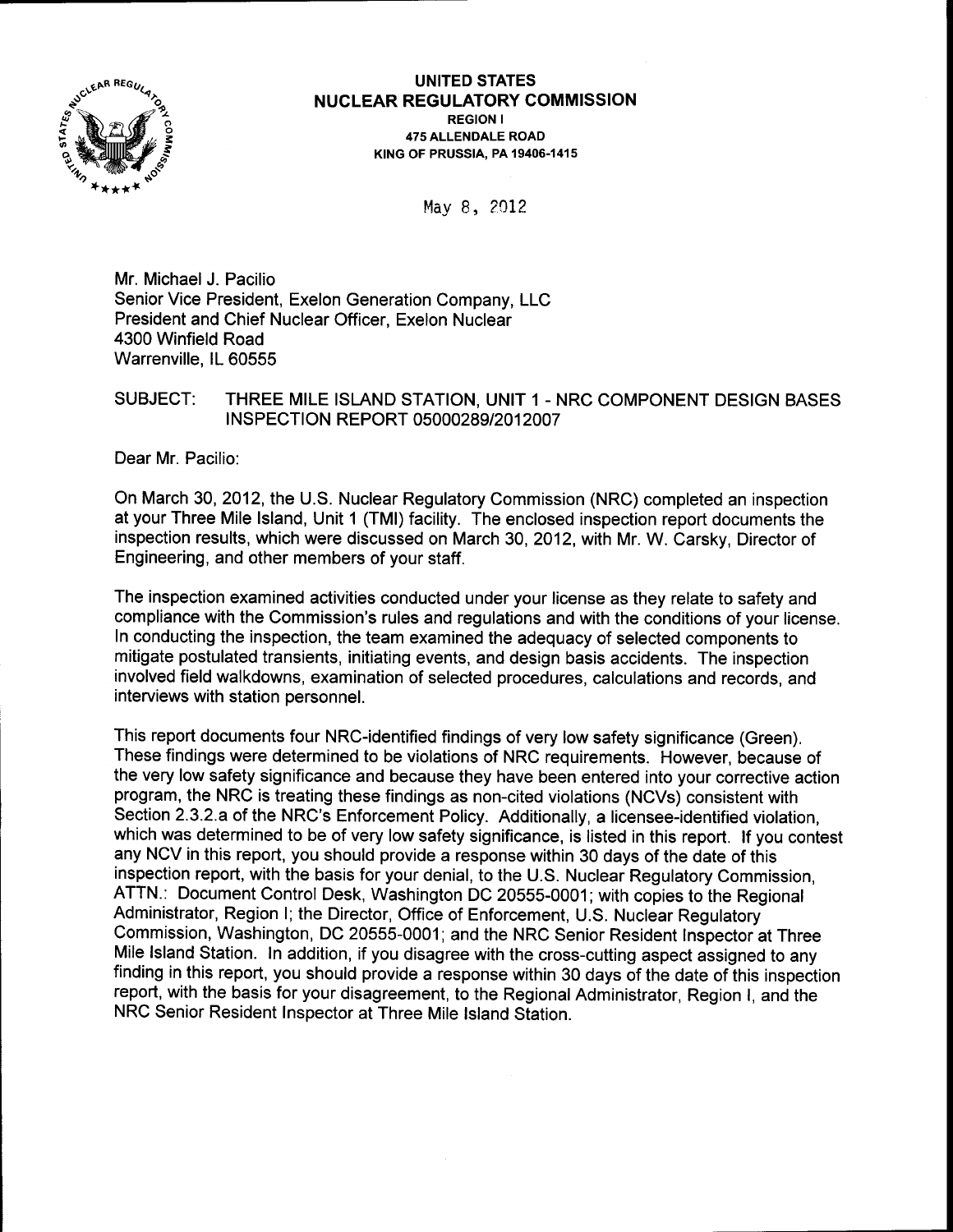**UNITED STATES**
**NUCLEAR REGULATORY COMMISSION**
**REGION I**
**475 ALLENDALE ROAD**
**KING OF PRUSSIA, PA 19406-1415**

May 8, 2012

Mr. Michael J. Pacilio
Senior Vice President, Exelon Generation Company, LLC
President and Chief Nuclear Officer, Exelon Nuclear
4300 Winfield Road
Warrenville, IL 60555

SUBJECT: THREE MILE ISLAND STATION, UNIT 1 - NRC COMPONENT DESIGN BASES INSPECTION REPORT 05000289/2012007

Dear Mr. Pacilio:

On March 30, 2012, the U.S. Nuclear Regulatory Commission (NRC) completed an inspection at your Three Mile Island, Unit 1 (TMI) facility. The enclosed inspection report documents the inspection results, which were discussed on March 30, 2012, with Mr. W. Carsky, Director of Engineering, and other members of your staff.

The inspection examined activities conducted under your license as they relate to safety and compliance with the Commission's rules and regulations and with the conditions of your license. In conducting the inspection, the team examined the adequacy of selected components to mitigate postulated transients, initiating events, and design basis accidents. The inspection involved field walkdowns, examination of selected procedures, calculations and records, and interviews with station personnel.

This report documents four NRC-identified findings of very low safety significance (Green). These findings were determined to be violations of NRC requirements. However, because of the very low safety significance and because they have been entered into your corrective action program, the NRC is treating these findings as non-cited violations (NCVs) consistent with Section 2.3.2.a of the NRC's Enforcement Policy. Additionally, a licensee-identified violation, which was determined to be of very low safety significance, is listed in this report. If you contest any NCV in this report, you should provide a response within 30 days of the date of this inspection report, with the basis for your denial, to the U.S. Nuclear Regulatory Commission, ATTN.: Document Control Desk, Washington DC 20555-0001; with copies to the Regional Administrator, Region I; the Director, Office of Enforcement, U.S. Nuclear Regulatory Commission, Washington, DC 20555-0001; and the NRC Senior Resident Inspector at Three Mile Island Station. In addition, if you disagree with the cross-cutting aspect assigned to any finding in this report, you should provide a response within 30 days of the date of this inspection report, with the basis for your disagreement, to the Regional Administrator, Region I, and the NRC Senior Resident Inspector at Three Mile Island Station.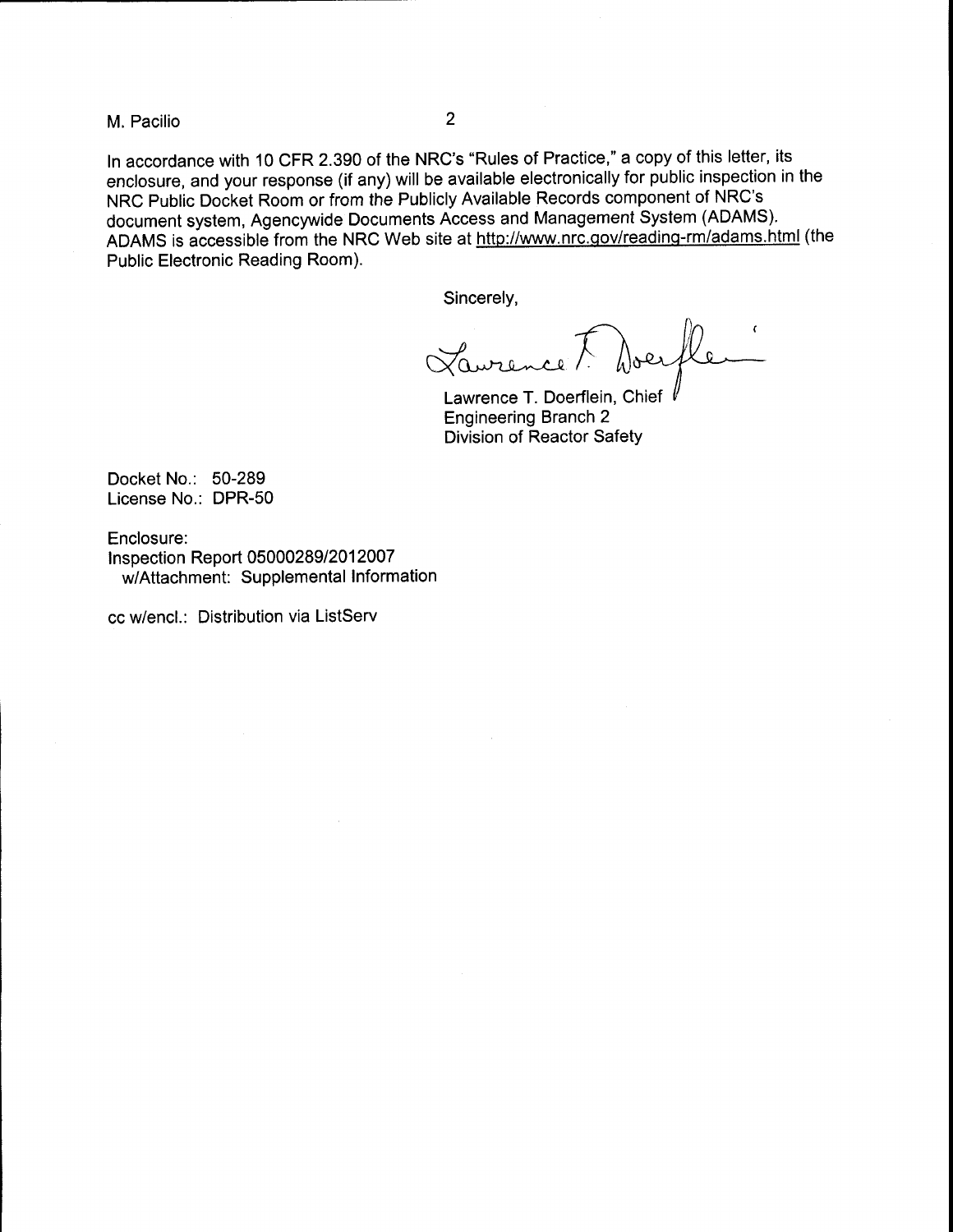In accordance with 10 CFR 2.390 of the NRC's "Rules of Practice," a copy of this letter, its enclosure, and your response (if any) will be available electronically for public inspection in the NRC Public Docket Room or from the Publicly Available Records component of NRC's document system, Agencywide Documents Access and Management System (ADAMS). ADAMS is accessible from the NRC Web site at http://www.nrc.gov/reading-rm/adams.html (the Public Electronic Reading Room).

Sincerely,

Lawrence T. Doerflein

Lawrence T. Doerflein, Chief
Engineering Branch 2
Division of Reactor Safety

Docket No.: 50-289
License No.: DPR-50

Enclosure:
Inspection Report 05000289/2012007
w/Attachment: Supplemental Information

cc w/encl.: Distribution via ListServ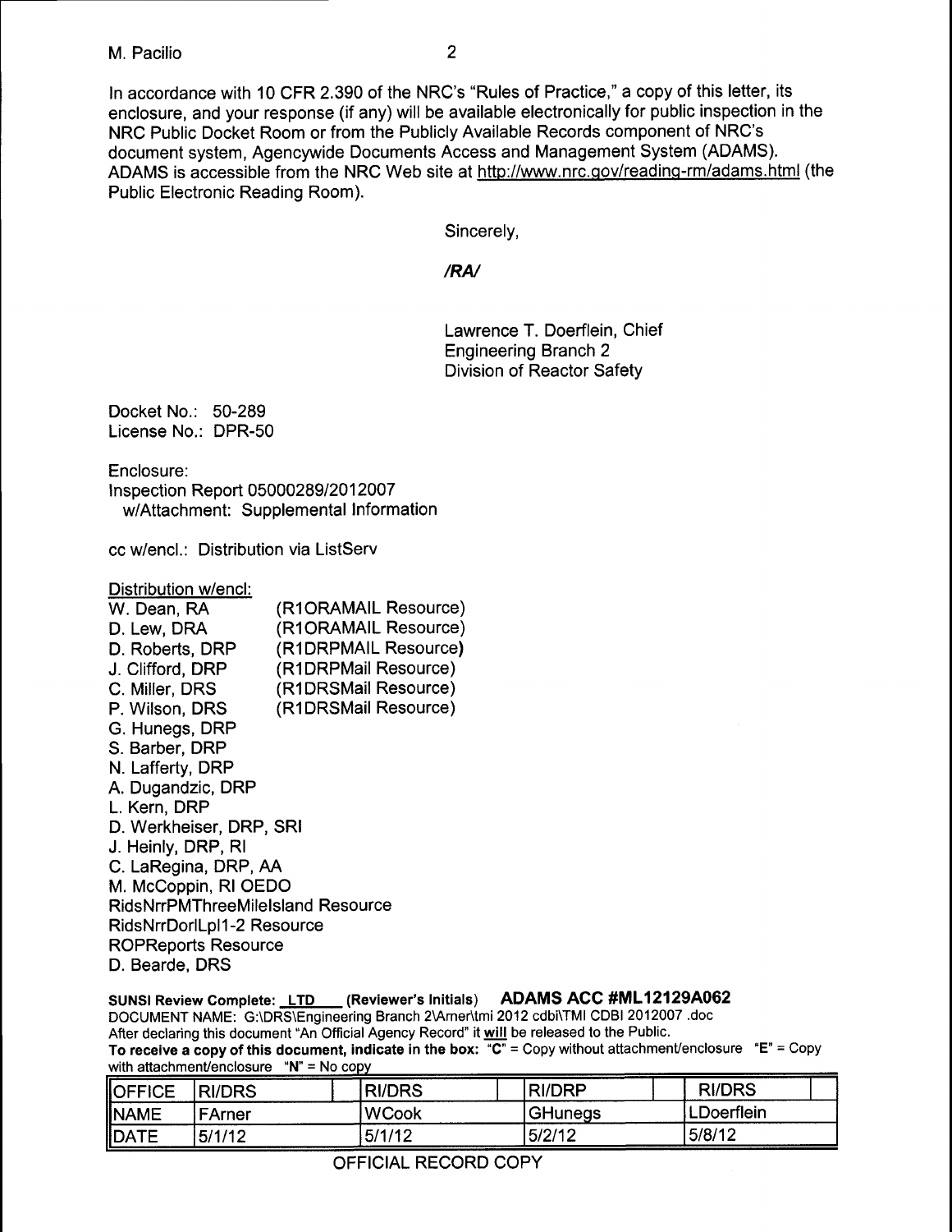M. Pacilio

In accordance with 10 CFR 2.390 of the NRC's "Rules of Practice," a copy of this letter, its enclosure, and your response (if any) will be available electronically for public inspection in the NRC Public Docket Room or from the Publicly Available Records component of NRC's document system, Agencywide Documents Access and Management System (ADAMS). ADAMS is accessible from the NRC Web site at http://www.nrc.gov/reading-rm/adams.html (the Public Electronic Reading Room).

Sincerely,

***/RA/***

Lawrence T. Doerflein, Chief
Engineering Branch 2
Division of Reactor Safety

Docket No.: 50-289
License No.: DPR-50

Enclosure:
Inspection Report 05000289/2012007
w/Attachment: Supplemental Information

cc w/encl.: Distribution via ListServ

Distribution w/encl:
W. Dean, RA (R1ORAMAIL Resource)
D. Lew, DRA (R1ORAMAIL Resource)
D. Roberts, DRP (R1DRPMAIL Resource)
J. Clifford, DRP (R1DRPMail Resource)
C. Miller, DRS (R1DRSMail Resource)
P. Wilson, DRS (R1DRSMail Resource)
G. Hunegs, DRP
S. Barber, DRP
N. Lafferty, DRP
A. Dugandzic, DRP
L. Kern, DRP
D. Werkheiser, DRP, SRI
J. Heinly, DRP, RI
C. LaRegina, DRP, AA
M. McCoppin, RI OEDO
RidsNrrPMThreeMileIsland Resource
RidsNrrDorlLpl1-2 Resource
ROPReports Resource
D. Bearde, DRS

**SUNSI Review Complete: LTD (Reviewer's Initials) ADAMS ACC #ML12129A062**
DOCUMENT NAME: G:\DRS\Engineering Branch 2\Arner\tmi 2012 cdbi\TMI CDBI 2012007 .doc
After declaring this document "An Official Agency Record" it will be released to the Public.
**To receive a copy of this document, indicate in the box: "C"** = Copy without attachment/enclosure **"E"** = Copy with attachment/enclosure **"N"** = No copy

| OFFICE | RI/DRS | | RI/DRS | | RI/DRP | | RI/DRS | |
|---|---|---|---|---|---|---|---|---|
| NAME | FArner | | WCook | | GHunegs | | LDoerflein | |
| DATE | 5/1/12 | | 5/1/12 | | 5/2/12 | | 5/8/12 | |

OFFICIAL RECORD COPY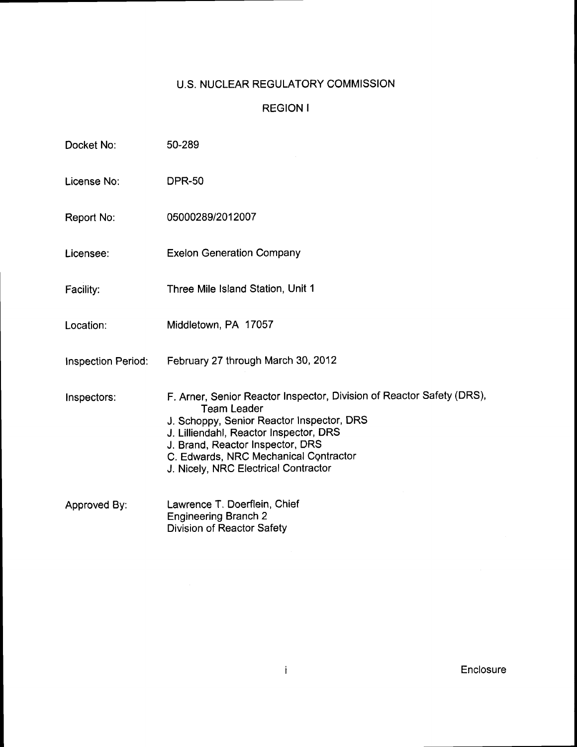# U.S. NUCLEAR REGULATORY COMMISSION

## REGION I

| | |
|---|---|
| Docket No: | 50-289 |
| License No: | DPR-50 |
| Report No: | 05000289/2012007 |
| Licensee: | Exelon Generation Company |
| Facility: | Three Mile Island Station, Unit 1 |
| Location: | Middletown, PA 17057 |
| Inspection Period: | February 27 through March 30, 2012 |
| Inspectors: | F. Arner, Senior Reactor Inspector, Division of Reactor Safety (DRS), Team Leader<br>J. Schoppy, Senior Reactor Inspector, DRS<br>J. Lilliendahl, Reactor Inspector, DRS<br>J. Brand, Reactor Inspector, DRS<br>C. Edwards, NRC Mechanical Contractor<br>J. Nicely, NRC Electrical Contractor |
| Approved By: | Lawrence T. Doerflein, Chief<br>Engineering Branch 2<br>Division of Reactor Safety |

Enclosure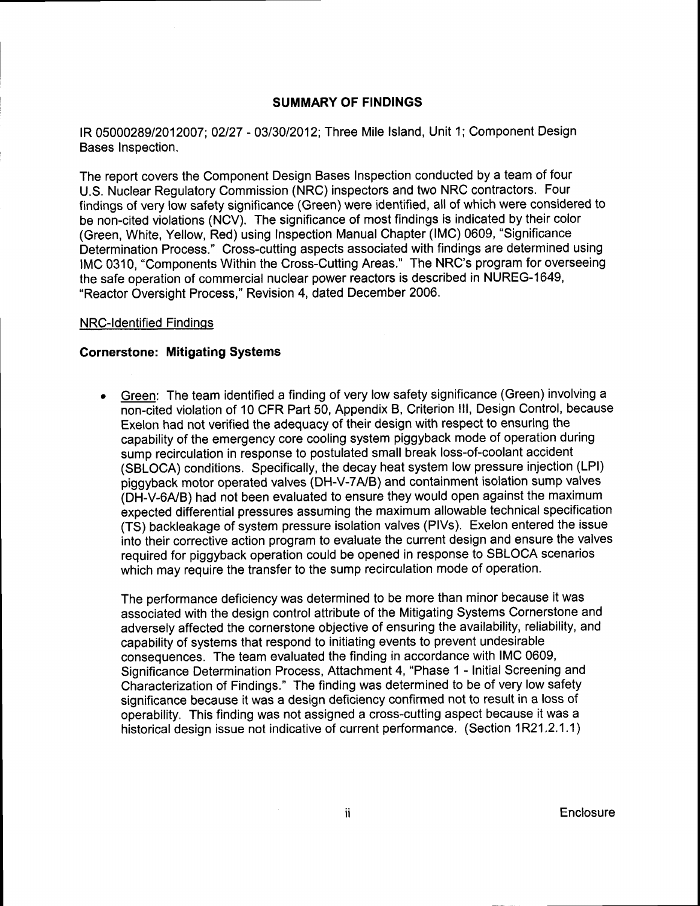## SUMMARY OF FINDINGS

IR 05000289/2012007; 02/27 - 03/30/2012; Three Mile Island, Unit 1; Component Design Bases Inspection.

The report covers the Component Design Bases Inspection conducted by a team of four U.S. Nuclear Regulatory Commission (NRC) inspectors and two NRC contractors. Four findings of very low safety significance (Green) were identified, all of which were considered to be non-cited violations (NCV). The significance of most findings is indicated by their color (Green, White, Yellow, Red) using Inspection Manual Chapter (IMC) 0609, "Significance Determination Process." Cross-cutting aspects associated with findings are determined using IMC 0310, "Components Within the Cross-Cutting Areas." The NRC's program for overseeing the safe operation of commercial nuclear power reactors is described in NUREG-1649, "Reactor Oversight Process," Revision 4, dated December 2006.

NRC-Identified Findings

**Cornerstone: Mitigating Systems**

- Green: The team identified a finding of very low safety significance (Green) involving a non-cited violation of 10 CFR Part 50, Appendix B, Criterion III, Design Control, because Exelon had not verified the adequacy of their design with respect to ensuring the capability of the emergency core cooling system piggyback mode of operation during sump recirculation in response to postulated small break loss-of-coolant accident (SBLOCA) conditions. Specifically, the decay heat system low pressure injection (LPI) piggyback motor operated valves (DH-V-7A/B) and containment isolation sump valves (DH-V-6A/B) had not been evaluated to ensure they would open against the maximum expected differential pressures assuming the maximum allowable technical specification (TS) backleakage of system pressure isolation valves (PIVs). Exelon entered the issue into their corrective action program to evaluate the current design and ensure the valves required for piggyback operation could be opened in response to SBLOCA scenarios which may require the transfer to the sump recirculation mode of operation.

  The performance deficiency was determined to be more than minor because it was associated with the design control attribute of the Mitigating Systems Cornerstone and adversely affected the cornerstone objective of ensuring the availability, reliability, and capability of systems that respond to initiating events to prevent undesirable consequences. The team evaluated the finding in accordance with IMC 0609, Significance Determination Process, Attachment 4, "Phase 1 - Initial Screening and Characterization of Findings." The finding was determined to be of very low safety significance because it was a design deficiency confirmed not to result in a loss of operability. This finding was not assigned a cross-cutting aspect because it was a historical design issue not indicative of current performance. (Section 1R21.2.1.1)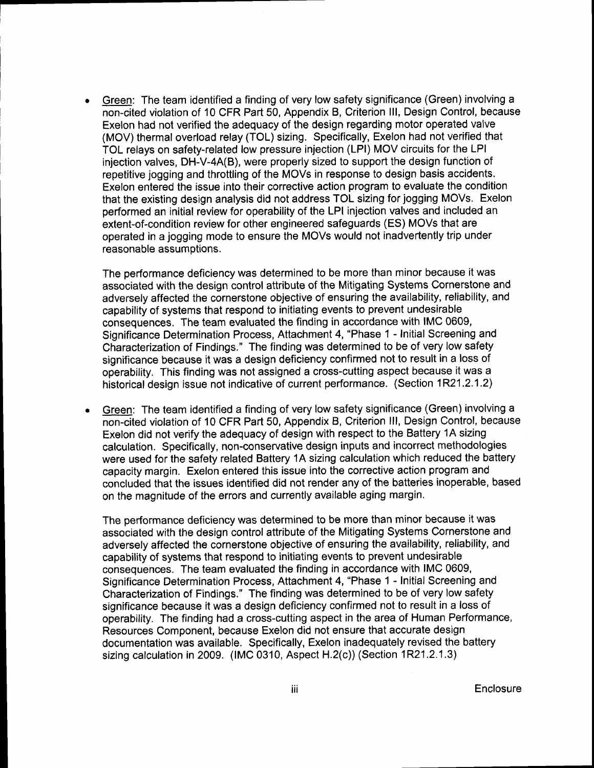- Green: The team identified a finding of very low safety significance (Green) involving a non-cited violation of 10 CFR Part 50, Appendix B, Criterion III, Design Control, because Exelon had not verified the adequacy of the design regarding motor operated valve (MOV) thermal overload relay (TOL) sizing. Specifically, Exelon had not verified that TOL relays on safety-related low pressure injection (LPI) MOV circuits for the LPI injection valves, DH-V-4A(B), were properly sized to support the design function of repetitive jogging and throttling of the MOVs in response to design basis accidents. Exelon entered the issue into their corrective action program to evaluate the condition that the existing design analysis did not address TOL sizing for jogging MOVs. Exelon performed an initial review for operability of the LPI injection valves and included an extent-of-condition review for other engineered safeguards (ES) MOVs that are operated in a jogging mode to ensure the MOVs would not inadvertently trip under reasonable assumptions.

  The performance deficiency was determined to be more than minor because it was associated with the design control attribute of the Mitigating Systems Cornerstone and adversely affected the cornerstone objective of ensuring the availability, reliability, and capability of systems that respond to initiating events to prevent undesirable consequences. The team evaluated the finding in accordance with IMC 0609, Significance Determination Process, Attachment 4, "Phase 1 - Initial Screening and Characterization of Findings." The finding was determined to be of very low safety significance because it was a design deficiency confirmed not to result in a loss of operability. This finding was not assigned a cross-cutting aspect because it was a historical design issue not indicative of current performance. (Section 1R21.2.1.2)

- Green: The team identified a finding of very low safety significance (Green) involving a non-cited violation of 10 CFR Part 50, Appendix B, Criterion III, Design Control, because Exelon did not verify the adequacy of design with respect to the Battery 1A sizing calculation. Specifically, non-conservative design inputs and incorrect methodologies were used for the safety related Battery 1A sizing calculation which reduced the battery capacity margin. Exelon entered this issue into the corrective action program and concluded that the issues identified did not render any of the batteries inoperable, based on the magnitude of the errors and currently available aging margin.

  The performance deficiency was determined to be more than minor because it was associated with the design control attribute of the Mitigating Systems Cornerstone and adversely affected the cornerstone objective of ensuring the availability, reliability, and capability of systems that respond to initiating events to prevent undesirable consequences. The team evaluated the finding in accordance with IMC 0609, Significance Determination Process, Attachment 4, "Phase 1 - Initial Screening and Characterization of Findings." The finding was determined to be of very low safety significance because it was a design deficiency confirmed not to result in a loss of operability. The finding had a cross-cutting aspect in the area of Human Performance, Resources Component, because Exelon did not ensure that accurate design documentation was available. Specifically, Exelon inadequately revised the battery sizing calculation in 2009. (IMC 0310, Aspect H.2(c)) (Section 1R21.2.1.3)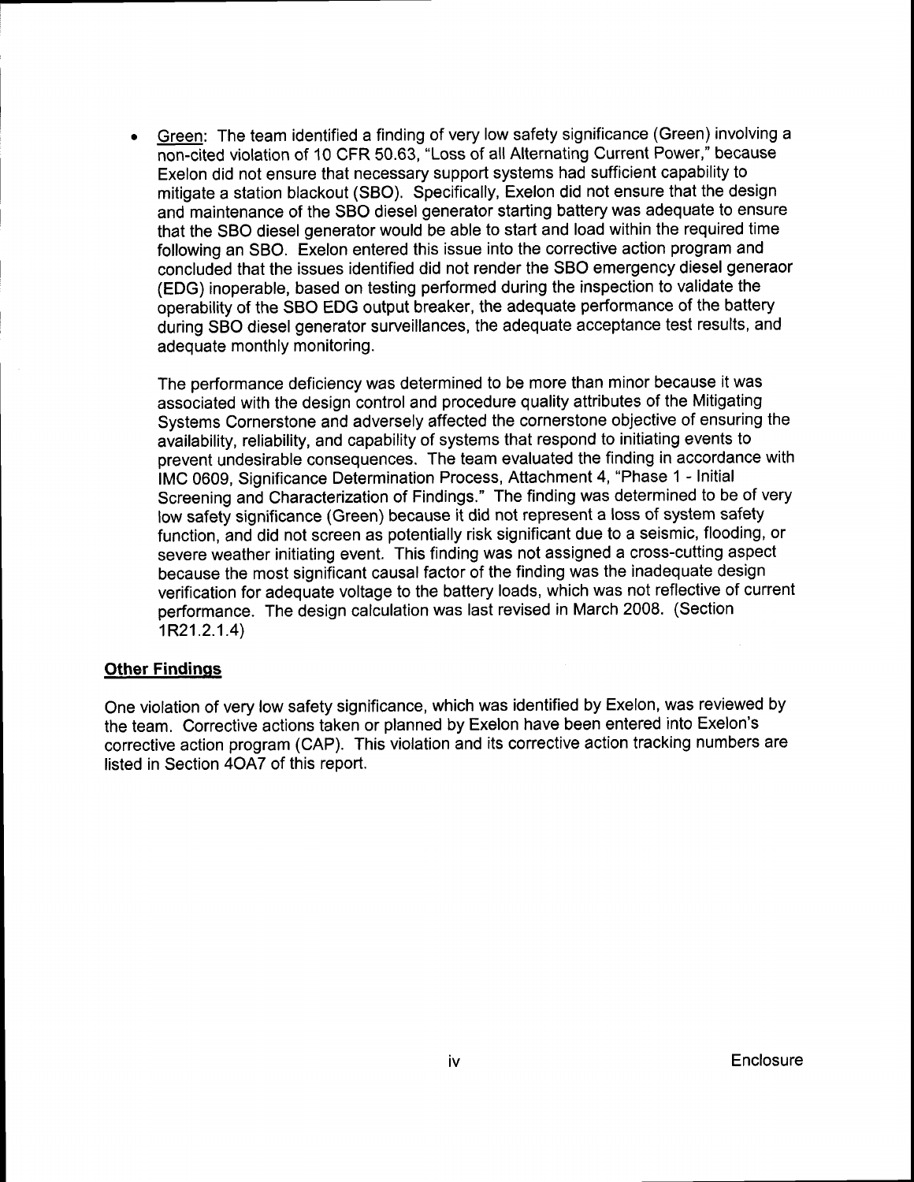- Green: The team identified a finding of very low safety significance (Green) involving a non-cited violation of 10 CFR 50.63, "Loss of all Alternating Current Power," because Exelon did not ensure that necessary support systems had sufficient capability to mitigate a station blackout (SBO). Specifically, Exelon did not ensure that the design and maintenance of the SBO diesel generator starting battery was adequate to ensure that the SBO diesel generator would be able to start and load within the required time following an SBO. Exelon entered this issue into the corrective action program and concluded that the issues identified did not render the SBO emergency diesel generaor (EDG) inoperable, based on testing performed during the inspection to validate the operability of the SBO EDG output breaker, the adequate performance of the battery during SBO diesel generator surveillances, the adequate acceptance test results, and adequate monthly monitoring.

  The performance deficiency was determined to be more than minor because it was associated with the design control and procedure quality attributes of the Mitigating Systems Cornerstone and adversely affected the cornerstone objective of ensuring the availability, reliability, and capability of systems that respond to initiating events to prevent undesirable consequences. The team evaluated the finding in accordance with IMC 0609, Significance Determination Process, Attachment 4, "Phase 1 - Initial Screening and Characterization of Findings." The finding was determined to be of very low safety significance (Green) because it did not represent a loss of system safety function, and did not screen as potentially risk significant due to a seismic, flooding, or severe weather initiating event. This finding was not assigned a cross-cutting aspect because the most significant causal factor of the finding was the inadequate design verification for adequate voltage to the battery loads, which was not reflective of current performance. The design calculation was last revised in March 2008. (Section 1R21.2.1.4)

## Other Findings

One violation of very low safety significance, which was identified by Exelon, was reviewed by the team. Corrective actions taken or planned by Exelon have been entered into Exelon's corrective action program (CAP). This violation and its corrective action tracking numbers are listed in Section 4OA7 of this report.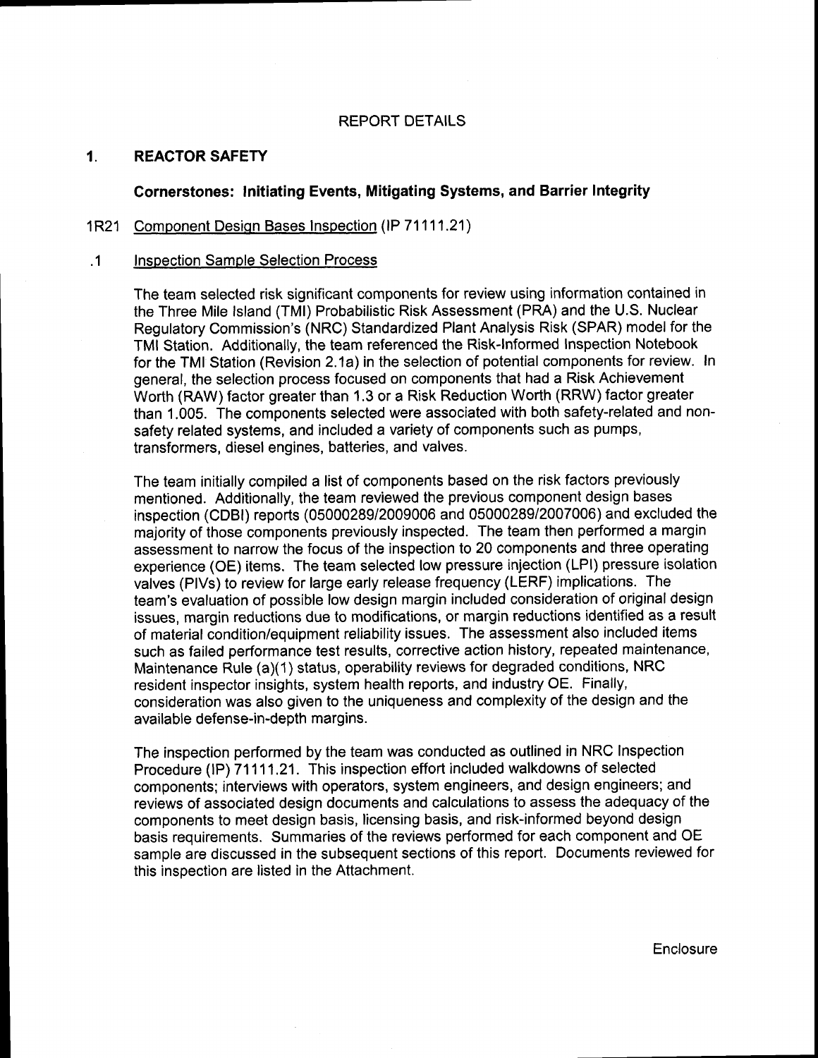# REPORT DETAILS

## 1. REACTOR SAFETY

### Cornerstones: Initiating Events, Mitigating Systems, and Barrier Integrity

### 1R21 Component Design Bases Inspection (IP 71111.21)

#### .1 Inspection Sample Selection Process

The team selected risk significant components for review using information contained in the Three Mile Island (TMI) Probabilistic Risk Assessment (PRA) and the U.S. Nuclear Regulatory Commission's (NRC) Standardized Plant Analysis Risk (SPAR) model for the TMI Station. Additionally, the team referenced the Risk-Informed Inspection Notebook for the TMI Station (Revision 2.1a) in the selection of potential components for review. In general, the selection process focused on components that had a Risk Achievement Worth (RAW) factor greater than 1.3 or a Risk Reduction Worth (RRW) factor greater than 1.005. The components selected were associated with both safety-related and non-safety related systems, and included a variety of components such as pumps, transformers, diesel engines, batteries, and valves.

The team initially compiled a list of components based on the risk factors previously mentioned. Additionally, the team reviewed the previous component design bases inspection (CDBI) reports (05000289/2009006 and 05000289/2007006) and excluded the majority of those components previously inspected. The team then performed a margin assessment to narrow the focus of the inspection to 20 components and three operating experience (OE) items. The team selected low pressure injection (LPI) pressure isolation valves (PIVs) to review for large early release frequency (LERF) implications. The team's evaluation of possible low design margin included consideration of original design issues, margin reductions due to modifications, or margin reductions identified as a result of material condition/equipment reliability issues. The assessment also included items such as failed performance test results, corrective action history, repeated maintenance, Maintenance Rule (a)(1) status, operability reviews for degraded conditions, NRC resident inspector insights, system health reports, and industry OE. Finally, consideration was also given to the uniqueness and complexity of the design and the available defense-in-depth margins.

The inspection performed by the team was conducted as outlined in NRC Inspection Procedure (IP) 71111.21. This inspection effort included walkdowns of selected components; interviews with operators, system engineers, and design engineers; and reviews of associated design documents and calculations to assess the adequacy of the components to meet design basis, licensing basis, and risk-informed beyond design basis requirements. Summaries of the reviews performed for each component and OE sample are discussed in the subsequent sections of this report. Documents reviewed for this inspection are listed in the Attachment.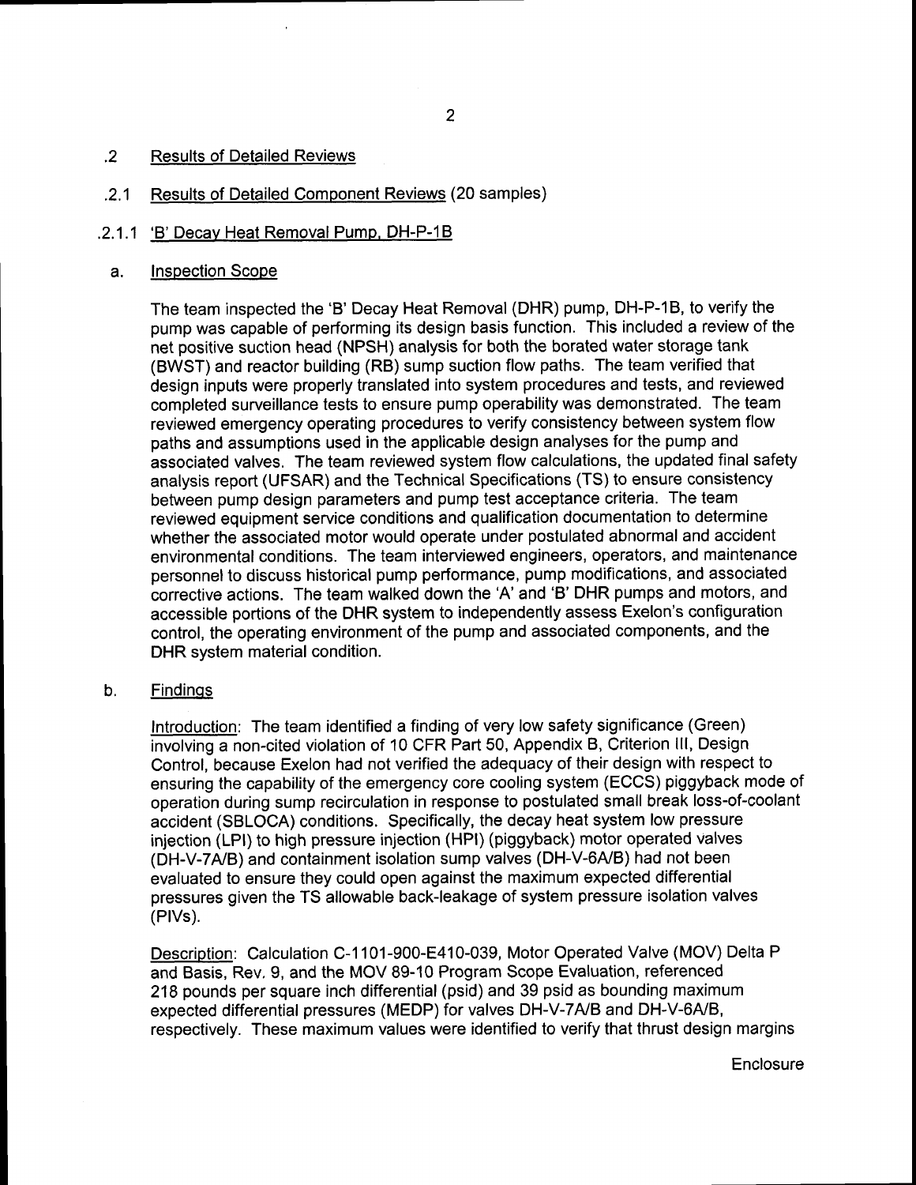## .2 Results of Detailed Reviews

### .2.1 Results of Detailed Component Reviews (20 samples)

#### .2.1.1 'B' Decay Heat Removal Pump, DH-P-1B

**a. Inspection Scope**

The team inspected the 'B' Decay Heat Removal (DHR) pump, DH-P-1B, to verify the pump was capable of performing its design basis function. This included a review of the net positive suction head (NPSH) analysis for both the borated water storage tank (BWST) and reactor building (RB) sump suction flow paths. The team verified that design inputs were properly translated into system procedures and tests, and reviewed completed surveillance tests to ensure pump operability was demonstrated. The team reviewed emergency operating procedures to verify consistency between system flow paths and assumptions used in the applicable design analyses for the pump and associated valves. The team reviewed system flow calculations, the updated final safety analysis report (UFSAR) and the Technical Specifications (TS) to ensure consistency between pump design parameters and pump test acceptance criteria. The team reviewed equipment service conditions and qualification documentation to determine whether the associated motor would operate under postulated abnormal and accident environmental conditions. The team interviewed engineers, operators, and maintenance personnel to discuss historical pump performance, pump modifications, and associated corrective actions. The team walked down the 'A' and 'B' DHR pumps and motors, and accessible portions of the DHR system to independently assess Exelon's configuration control, the operating environment of the pump and associated components, and the DHR system material condition.

**b. Findings**

Introduction: The team identified a finding of very low safety significance (Green) involving a non-cited violation of 10 CFR Part 50, Appendix B, Criterion III, Design Control, because Exelon had not verified the adequacy of their design with respect to ensuring the capability of the emergency core cooling system (ECCS) piggyback mode of operation during sump recirculation in response to postulated small break loss-of-coolant accident (SBLOCA) conditions. Specifically, the decay heat system low pressure injection (LPI) to high pressure injection (HPI) (piggyback) motor operated valves (DH-V-7A/B) and containment isolation sump valves (DH-V-6A/B) had not been evaluated to ensure they could open against the maximum expected differential pressures given the TS allowable back-leakage of system pressure isolation valves (PIVs).

Description: Calculation C-1101-900-E410-039, Motor Operated Valve (MOV) Delta P and Basis, Rev. 9, and the MOV 89-10 Program Scope Evaluation, referenced 218 pounds per square inch differential (psid) and 39 psid as bounding maximum expected differential pressures (MEDP) for valves DH-V-7A/B and DH-V-6A/B, respectively. These maximum values were identified to verify that thrust design margins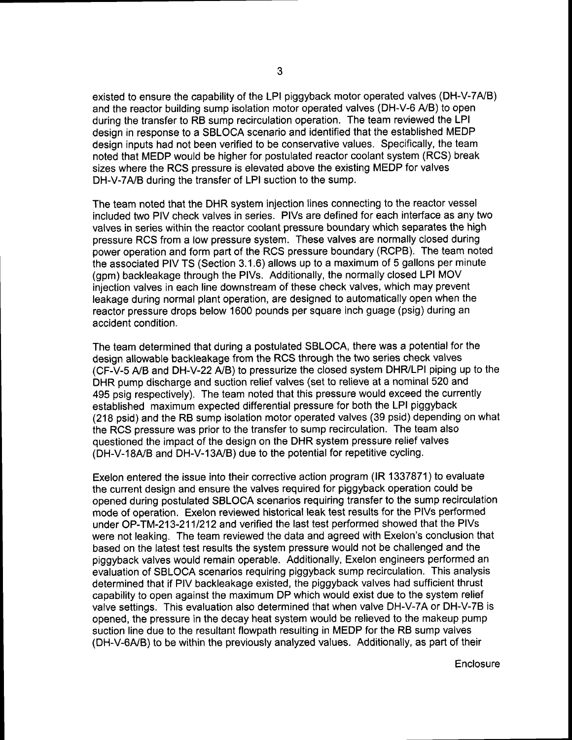existed to ensure the capability of the LPI piggyback motor operated valves (DH-V-7A/B) and the reactor building sump isolation motor operated valves (DH-V-6 A/B) to open during the transfer to RB sump recirculation operation. The team reviewed the LPI design in response to a SBLOCA scenario and identified that the established MEDP design inputs had not been verified to be conservative values. Specifically, the team noted that MEDP would be higher for postulated reactor coolant system (RCS) break sizes where the RCS pressure is elevated above the existing MEDP for valves DH-V-7A/B during the transfer of LPI suction to the sump.

The team noted that the DHR system injection lines connecting to the reactor vessel included two PIV check valves in series. PIVs are defined for each interface as any two valves in series within the reactor coolant pressure boundary which separates the high pressure RCS from a low pressure system. These valves are normally closed during power operation and form part of the RCS pressure boundary (RCPB). The team noted the associated PIV TS (Section 3.1.6) allows up to a maximum of 5 gallons per minute (gpm) backleakage through the PIVs. Additionally, the normally closed LPI MOV injection valves in each line downstream of these check valves, which may prevent leakage during normal plant operation, are designed to automatically open when the reactor pressure drops below 1600 pounds per square inch guage (psig) during an accident condition.

The team determined that during a postulated SBLOCA, there was a potential for the design allowable backleakage from the RCS through the two series check valves (CF-V-5 A/B and DH-V-22 A/B) to pressurize the closed system DHR/LPI piping up to the DHR pump discharge and suction relief valves (set to relieve at a nominal 520 and 495 psig respectively). The team noted that this pressure would exceed the currently established maximum expected differential pressure for both the LPI piggyback (218 psid) and the RB sump isolation motor operated valves (39 psid) depending on what the RCS pressure was prior to the transfer to sump recirculation. The team also questioned the impact of the design on the DHR system pressure relief valves (DH-V-18A/B and DH-V-13A/B) due to the potential for repetitive cycling.

Exelon entered the issue into their corrective action program (IR 1337871) to evaluate the current design and ensure the valves required for piggyback operation could be opened during postulated SBLOCA scenarios requiring transfer to the sump recirculation mode of operation. Exelon reviewed historical leak test results for the PIVs performed under OP-TM-213-211/212 and verified the last test performed showed that the PIVs were not leaking. The team reviewed the data and agreed with Exelon's conclusion that based on the latest test results the system pressure would not be challenged and the piggyback valves would remain operable. Additionally, Exelon engineers performed an evaluation of SBLOCA scenarios requiring piggyback sump recirculation. This analysis determined that if PIV backleakage existed, the piggyback valves had sufficient thrust capability to open against the maximum DP which would exist due to the system relief valve settings. This evaluation also determined that when valve DH-V-7A or DH-V-7B is opened, the pressure in the decay heat system would be relieved to the makeup pump suction line due to the resultant flowpath resulting in MEDP for the RB sump valves (DH-V-6A/B) to be within the previously analyzed values. Additionally, as part of their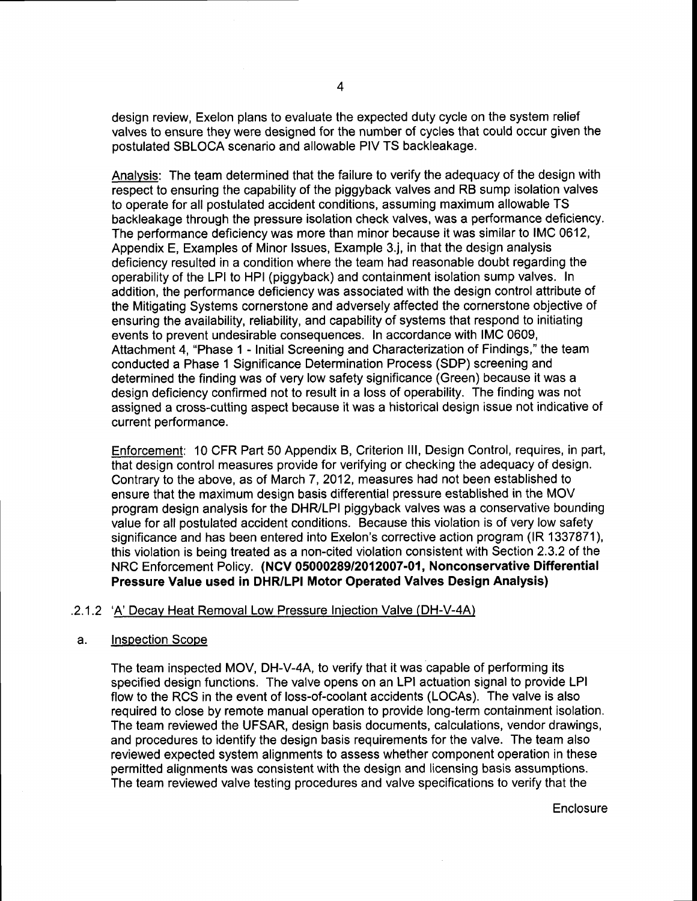design review, Exelon plans to evaluate the expected duty cycle on the system relief valves to ensure they were designed for the number of cycles that could occur given the postulated SBLOCA scenario and allowable PIV TS backleakage.

Analysis: The team determined that the failure to verify the adequacy of the design with respect to ensuring the capability of the piggyback valves and RB sump isolation valves to operate for all postulated accident conditions, assuming maximum allowable TS backleakage through the pressure isolation check valves, was a performance deficiency. The performance deficiency was more than minor because it was similar to IMC 0612, Appendix E, Examples of Minor Issues, Example 3.j, in that the design analysis deficiency resulted in a condition where the team had reasonable doubt regarding the operability of the LPI to HPI (piggyback) and containment isolation sump valves. In addition, the performance deficiency was associated with the design control attribute of the Mitigating Systems cornerstone and adversely affected the cornerstone objective of ensuring the availability, reliability, and capability of systems that respond to initiating events to prevent undesirable consequences. In accordance with IMC 0609, Attachment 4, "Phase 1 - Initial Screening and Characterization of Findings," the team conducted a Phase 1 Significance Determination Process (SDP) screening and determined the finding was of very low safety significance (Green) because it was a design deficiency confirmed not to result in a loss of operability. The finding was not assigned a cross-cutting aspect because it was a historical design issue not indicative of current performance.

Enforcement: 10 CFR Part 50 Appendix B, Criterion III, Design Control, requires, in part, that design control measures provide for verifying or checking the adequacy of design. Contrary to the above, as of March 7, 2012, measures had not been established to ensure that the maximum design basis differential pressure established in the MOV program design analysis for the DHR/LPI piggyback valves was a conservative bounding value for all postulated accident conditions. Because this violation is of very low safety significance and has been entered into Exelon's corrective action program (IR 1337871), this violation is being treated as a non-cited violation consistent with Section 2.3.2 of the NRC Enforcement Policy. **(NCV 05000289/2012007-01, Nonconservative Differential Pressure Value used in DHR/LPI Motor Operated Valves Design Analysis)**

### .2.1.2 'A' Decay Heat Removal Low Pressure Injection Valve (DH-V-4A)

a. Inspection Scope

The team inspected MOV, DH-V-4A, to verify that it was capable of performing its specified design functions. The valve opens on an LPI actuation signal to provide LPI flow to the RCS in the event of loss-of-coolant accidents (LOCAs). The valve is also required to close by remote manual operation to provide long-term containment isolation. The team reviewed the UFSAR, design basis documents, calculations, vendor drawings, and procedures to identify the design basis requirements for the valve. The team also reviewed expected system alignments to assess whether component operation in these permitted alignments was consistent with the design and licensing basis assumptions. The team reviewed valve testing procedures and valve specifications to verify that the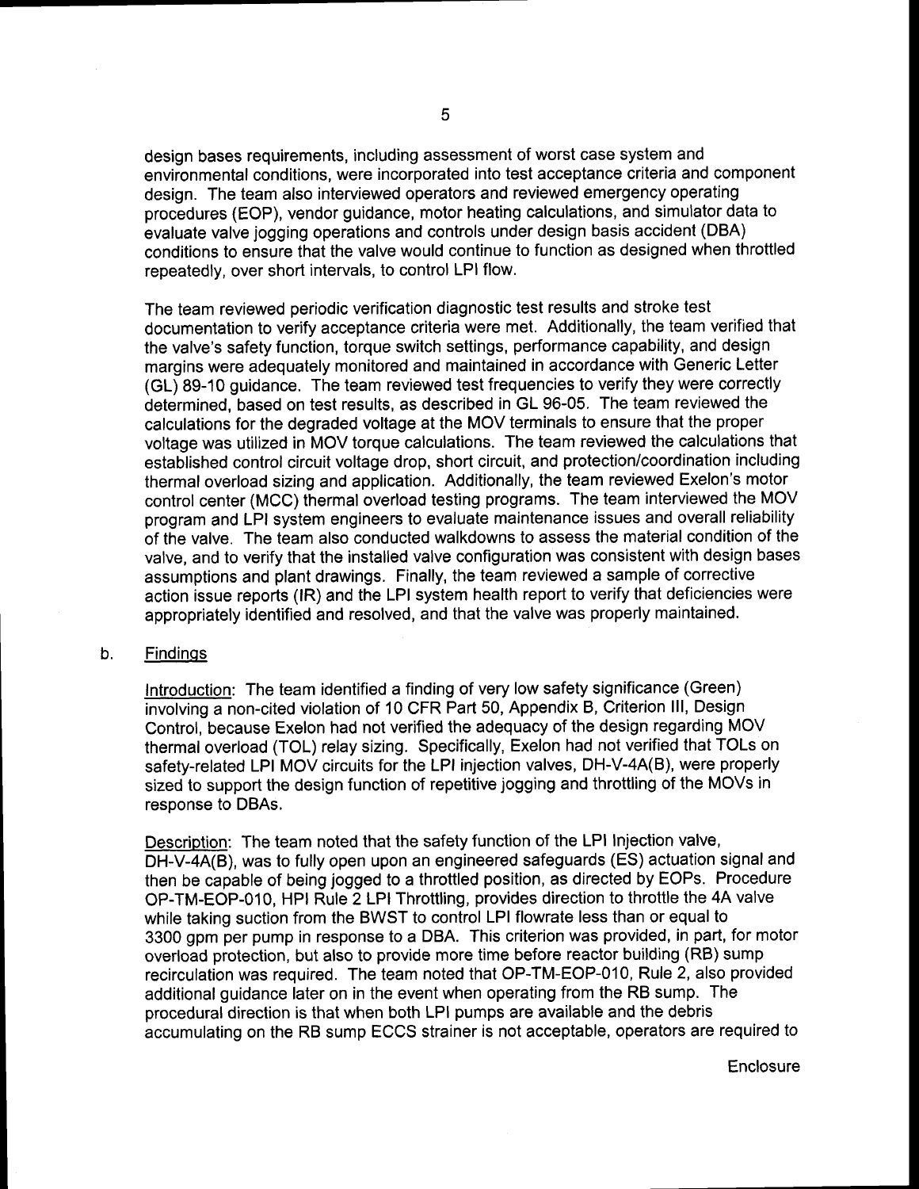design bases requirements, including assessment of worst case system and environmental conditions, were incorporated into test acceptance criteria and component design. The team also interviewed operators and reviewed emergency operating procedures (EOP), vendor guidance, motor heating calculations, and simulator data to evaluate valve jogging operations and controls under design basis accident (DBA) conditions to ensure that the valve would continue to function as designed when throttled repeatedly, over short intervals, to control LPI flow.

The team reviewed periodic verification diagnostic test results and stroke test documentation to verify acceptance criteria were met. Additionally, the team verified that the valve's safety function, torque switch settings, performance capability, and design margins were adequately monitored and maintained in accordance with Generic Letter (GL) 89-10 guidance. The team reviewed test frequencies to verify they were correctly determined, based on test results, as described in GL 96-05. The team reviewed the calculations for the degraded voltage at the MOV terminals to ensure that the proper voltage was utilized in MOV torque calculations. The team reviewed the calculations that established control circuit voltage drop, short circuit, and protection/coordination including thermal overload sizing and application. Additionally, the team reviewed Exelon's motor control center (MCC) thermal overload testing programs. The team interviewed the MOV program and LPI system engineers to evaluate maintenance issues and overall reliability of the valve. The team also conducted walkdowns to assess the material condition of the valve, and to verify that the installed valve configuration was consistent with design bases assumptions and plant drawings. Finally, the team reviewed a sample of corrective action issue reports (IR) and the LPI system health report to verify that deficiencies were appropriately identified and resolved, and that the valve was properly maintained.

b. Findings

Introduction: The team identified a finding of very low safety significance (Green) involving a non-cited violation of 10 CFR Part 50, Appendix B, Criterion III, Design Control, because Exelon had not verified the adequacy of the design regarding MOV thermal overload (TOL) relay sizing. Specifically, Exelon had not verified that TOLs on safety-related LPI MOV circuits for the LPI injection valves, DH-V-4A(B), were properly sized to support the design function of repetitive jogging and throttling of the MOVs in response to DBAs.

Description: The team noted that the safety function of the LPI Injection valve, DH-V-4A(B), was to fully open upon an engineered safeguards (ES) actuation signal and then be capable of being jogged to a throttled position, as directed by EOPs. Procedure OP-TM-EOP-010, HPI Rule 2 LPI Throttling, provides direction to throttle the 4A valve while taking suction from the BWST to control LPI flowrate less than or equal to 3300 gpm per pump in response to a DBA. This criterion was provided, in part, for motor overload protection, but also to provide more time before reactor building (RB) sump recirculation was required. The team noted that OP-TM-EOP-010, Rule 2, also provided additional guidance later on in the event when operating from the RB sump. The procedural direction is that when both LPI pumps are available and the debris accumulating on the RB sump ECCS strainer is not acceptable, operators are required to